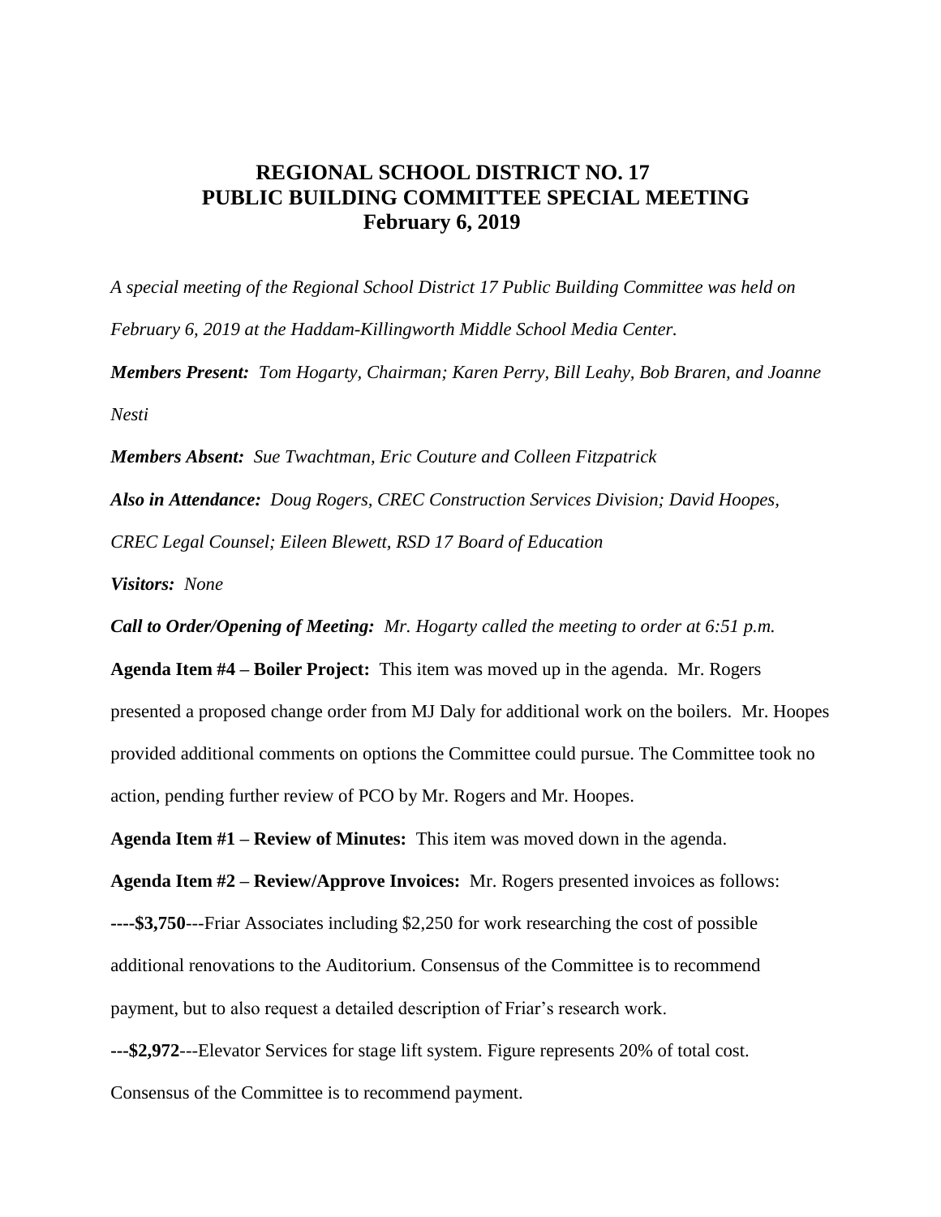# REGIONAL SCHOOL DISTRICT NO. 17
## PUBLIC BUILDING COMMITTEE SPECIAL MEETING
### February 6, 2019

*A special meeting of the Regional School District 17 Public Building Committee was held on February 6, 2019 at the Haddam-Killingworth Middle School Media Center.*

***Members Present:*** *Tom Hogarty, Chairman; Karen Perry, Bill Leahy, Bob Braren, and Joanne Nesti*

***Members Absent:*** *Sue Twachtman, Eric Couture and Colleen Fitzpatrick*

***Also in Attendance:*** *Doug Rogers, CREC Construction Services Division; David Hoopes, CREC Legal Counsel; Eileen Blewett, RSD 17 Board of Education*

***Visitors:*** *None*

***Call to Order/Opening of Meeting:*** *Mr. Hogarty called the meeting to order at 6:51 p.m.*

**Agenda Item #4 – Boiler Project:** This item was moved up in the agenda. Mr. Rogers presented a proposed change order from MJ Daly for additional work on the boilers. Mr. Hoopes provided additional comments on options the Committee could pursue. The Committee took no action, pending further review of PCO by Mr. Rogers and Mr. Hoopes.

**Agenda Item #1 – Review of Minutes:** This item was moved down in the agenda.

**Agenda Item #2 – Review/Approve Invoices:** Mr. Rogers presented invoices as follows:

**----$3,750**---Friar Associates including $2,250 for work researching the cost of possible additional renovations to the Auditorium. Consensus of the Committee is to recommend payment, but to also request a detailed description of Friar's research work.

**---$2,972**---Elevator Services for stage lift system. Figure represents 20% of total cost. Consensus of the Committee is to recommend payment.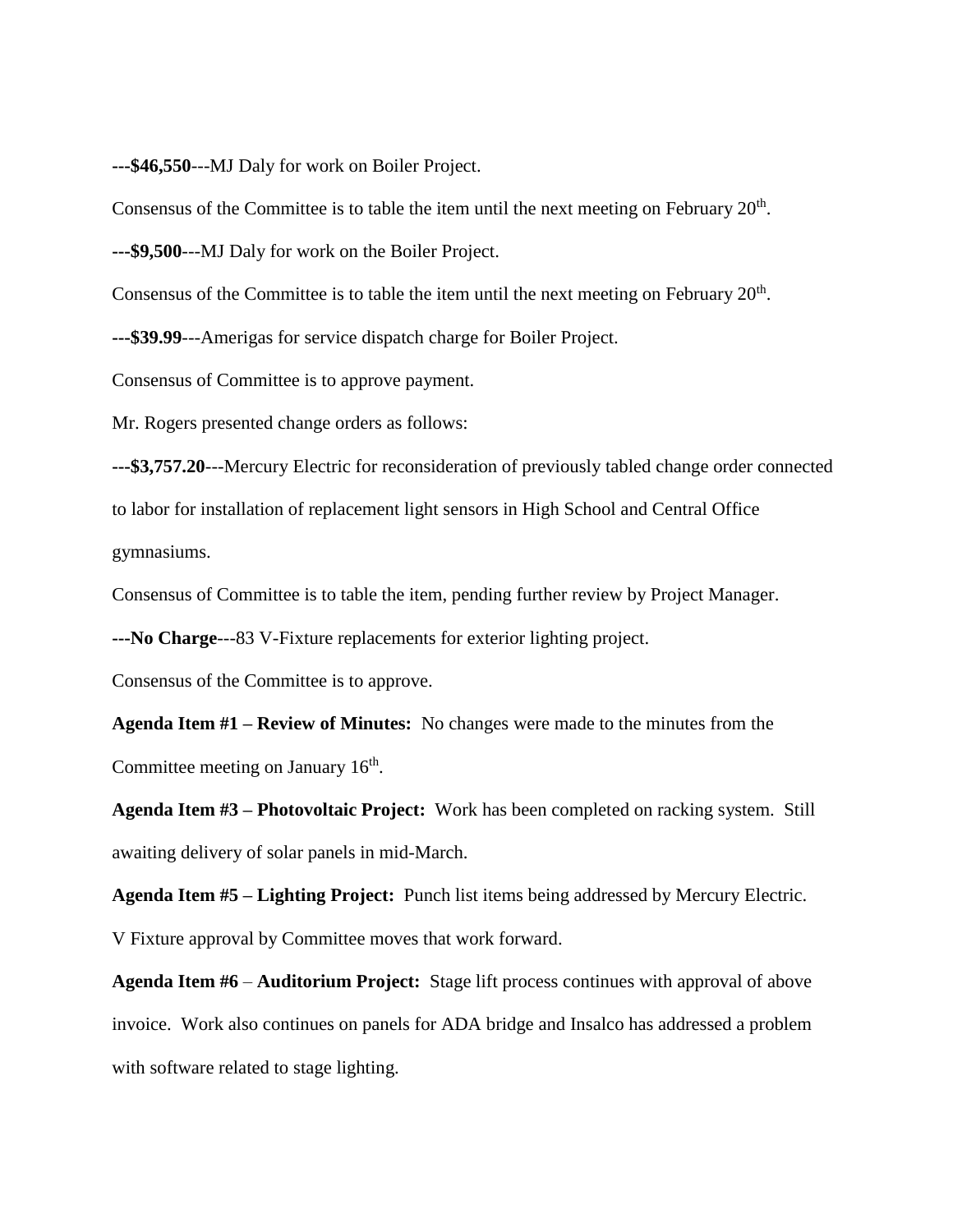**---$46,550**---MJ Daly for work on Boiler Project.

Consensus of the Committee is to table the item until the next meeting on February 20th.

**---$9,500**---MJ Daly for work on the Boiler Project.

Consensus of the Committee is to table the item until the next meeting on February 20th.

**---$39.99**---Amerigas for service dispatch charge for Boiler Project.

Consensus of Committee is to approve payment.

Mr. Rogers presented change orders as follows:

**---$3,757.20**---Mercury Electric for reconsideration of previously tabled change order connected to labor for installation of replacement light sensors in High School and Central Office gymnasiums.

Consensus of Committee is to table the item, pending further review by Project Manager.

**---No Charge**---83 V-Fixture replacements for exterior lighting project.

Consensus of the Committee is to approve.

**Agenda Item #1 – Review of Minutes:** No changes were made to the minutes from the Committee meeting on January 16th.

**Agenda Item #3 – Photovoltaic Project:** Work has been completed on racking system. Still awaiting delivery of solar panels in mid-March.

**Agenda Item #5 – Lighting Project:** Punch list items being addressed by Mercury Electric. V Fixture approval by Committee moves that work forward.

**Agenda Item #6** – **Auditorium Project:** Stage lift process continues with approval of above invoice. Work also continues on panels for ADA bridge and Insalco has addressed a problem with software related to stage lighting.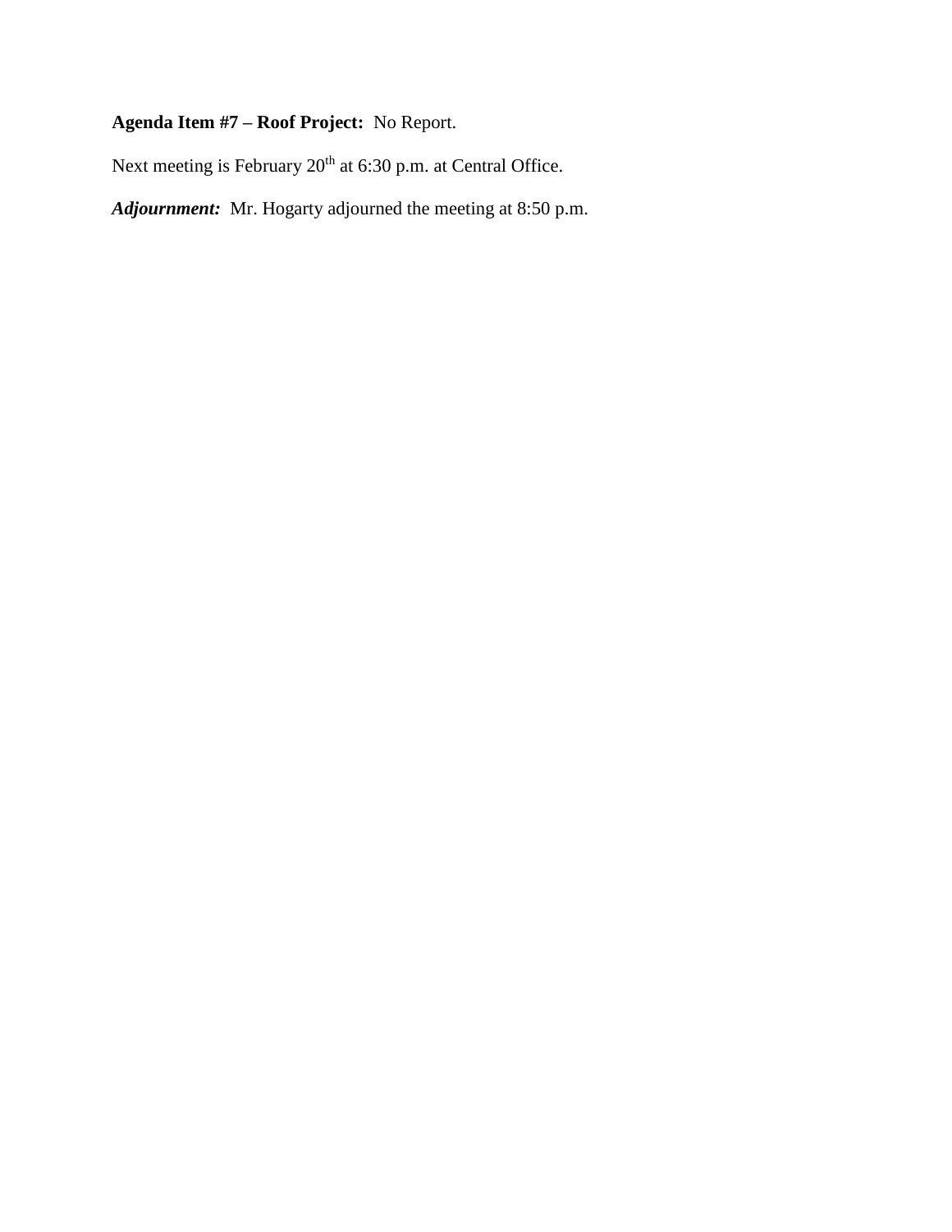**Agenda Item #7 – Roof Project:** No Report.

Next meeting is February 20th at 6:30 p.m. at Central Office.

***Adjournment:*** Mr. Hogarty adjourned the meeting at 8:50 p.m.